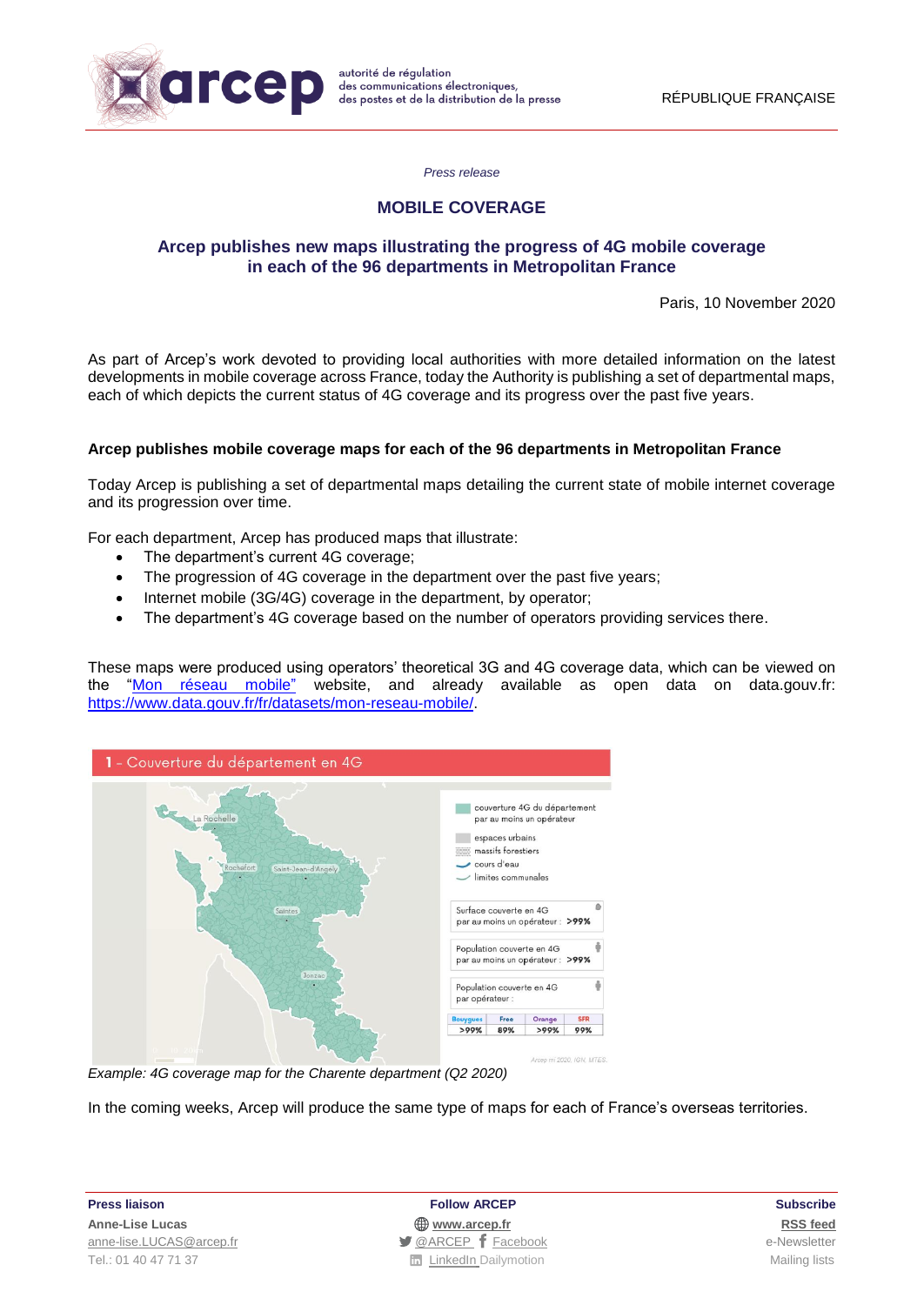arcep — autorité de régulation des communications électroniques, des postes et de la distribution de la presse

RÉPUBLIQUE FRANÇAISE

*Press release*

## MOBILE COVERAGE

### Arcep publishes new maps illustrating the progress of 4G mobile coverage in each of the 96 departments in Metropolitan France

Paris, 10 November 2020

As part of Arcep's work devoted to providing local authorities with more detailed information on the latest developments in mobile coverage across France, today the Authority is publishing a set of departmental maps, each of which depicts the current status of 4G coverage and its progress over the past five years.

**Arcep publishes mobile coverage maps for each of the 96 departments in Metropolitan France**

Today Arcep is publishing a set of departmental maps detailing the current state of mobile internet coverage and its progression over time.

For each department, Arcep has produced maps that illustrate:

- The department's current 4G coverage;
- The progression of 4G coverage in the department over the past five years;
- Internet mobile (3G/4G) coverage in the department, by operator;
- The department's 4G coverage based on the number of operators providing services there.

These maps were produced using operators' theoretical 3G and 4G coverage data, which can be viewed on the "Mon réseau mobile" website, and already available as open data on data.gouv.fr: https://www.data.gouv.fr/fr/datasets/mon-reseau-mobile/.

1 – Couverture du département en 4G

couverture 4G du département par au moins un opérateur
espaces urbains
massifs forestiers
cours d'eau
limites communales

Surface couverte en 4G par au moins un opérateur : >99%

Population couverte en 4G par au moins un opérateur : >99%

Population couverte en 4G par opérateur :

| Bouygues | Free | Orange | SFR |
|---|---|---|---|
| >99% | 89% | >99% | 99% |

Arcep mi 2020, IGN, MTES.

*Example: 4G coverage map for the Charente department (Q2 2020)*

In the coming weeks, Arcep will produce the same type of maps for each of France's overseas territories.

**Press liaison**
Anne-Lise Lucas
anne-lise.LUCAS@arcep.fr
Tel.: 01 40 47 71 37

**Follow ARCEP**
www.arcep.fr
@ARCEP Facebook
LinkedIn Dailymotion

**Subscribe**
RSS feed
e-Newsletter
Mailing lists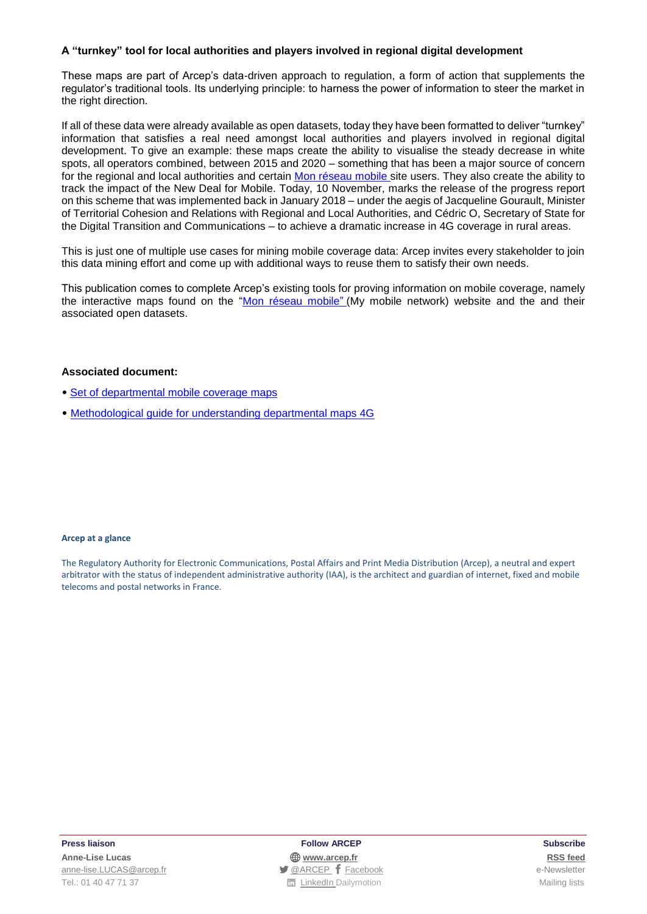**A "turnkey" tool for local authorities and players involved in regional digital development**

These maps are part of Arcep's data-driven approach to regulation, a form of action that supplements the regulator's traditional tools. Its underlying principle: to harness the power of information to steer the market in the right direction.

If all of these data were already available as open datasets, today they have been formatted to deliver "turnkey" information that satisfies a real need amongst local authorities and players involved in regional digital development. To give an example: these maps create the ability to visualise the steady decrease in white spots, all operators combined, between 2015 and 2020 – something that has been a major source of concern for the regional and local authorities and certain Mon réseau mobile site users. They also create the ability to track the impact of the New Deal for Mobile. Today, 10 November, marks the release of the progress report on this scheme that was implemented back in January 2018 – under the aegis of Jacqueline Gourault, Minister of Territorial Cohesion and Relations with Regional and Local Authorities, and Cédric O, Secretary of State for the Digital Transition and Communications – to achieve a dramatic increase in 4G coverage in rural areas.

This is just one of multiple use cases for mining mobile coverage data: Arcep invites every stakeholder to join this data mining effort and come up with additional ways to reuse them to satisfy their own needs.

This publication comes to complete Arcep's existing tools for proving information on mobile coverage, namely the interactive maps found on the "Mon réseau mobile" (My mobile network) website and the and their associated open datasets.

**Associated document:**

- Set of departmental mobile coverage maps
- Methodological guide for understanding departmental maps 4G

**Arcep at a glance**

The Regulatory Authority for Electronic Communications, Postal Affairs and Print Media Distribution (Arcep), a neutral and expert arbitrator with the status of independent administrative authority (IAA), is the architect and guardian of internet, fixed and mobile telecoms and postal networks in France.

**Press liaison**
**Anne-Lise Lucas**
anne-lise.LUCAS@arcep.fr
Tel.: 01 40 47 71 37

**Follow ARCEP**
**www.arcep.fr**
@ARCEP Facebook
LinkedIn Dailymotion

**Subscribe**
**RSS feed**
e-Newsletter
Mailing lists